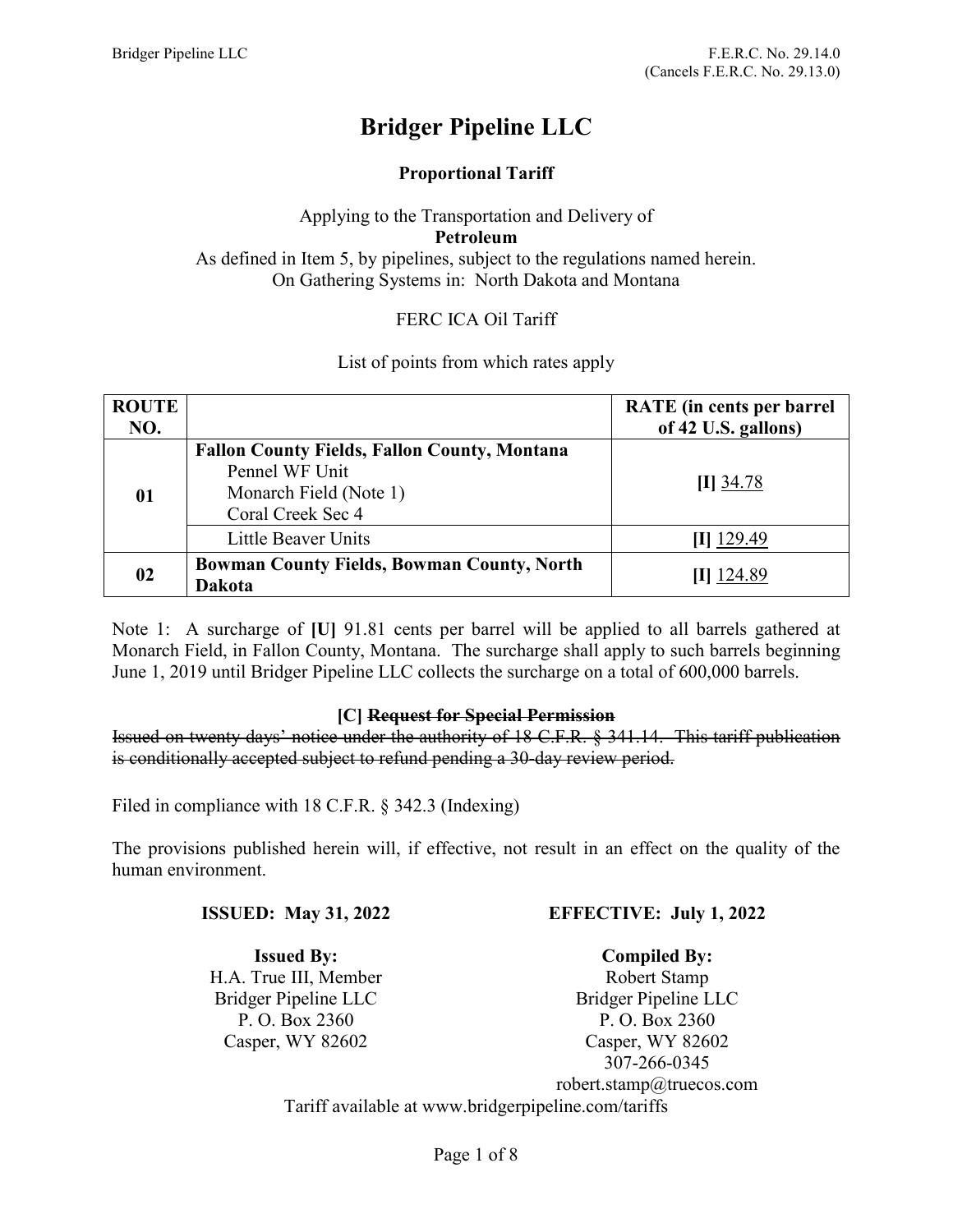Bridger Pipeline LLC

F.E.R.C. No. 29.14.0
(Cancels F.E.R.C. No. 29.13.0)

# Bridger Pipeline LLC

## Proportional Tariff

Applying to the Transportation and Delivery of
**Petroleum**
As defined in Item 5, by pipelines, subject to the regulations named herein.
On Gathering Systems in: North Dakota and Montana

FERC ICA Oil Tariff

List of points from which rates apply

| ROUTE NO. | | RATE (in cents per barrel of 42 U.S. gallons) |
|---|---|---|
| 01 | **Fallon County Fields, Fallon County, Montana**<br>Pennel WF Unit<br>Monarch Field (Note 1)<br>Coral Creek Sec 4 | **[I]** 34.78 |
| | Little Beaver Units | **[I]** 129.49 |
| 02 | **Bowman County Fields, Bowman County, North Dakota** | **[I]** 124.89 |

Note 1: A surcharge of **[U]** 91.81 cents per barrel will be applied to all barrels gathered at Monarch Field, in Fallon County, Montana. The surcharge shall apply to such barrels beginning June 1, 2019 until Bridger Pipeline LLC collects the surcharge on a total of 600,000 barrels.

**[C] ~~Request for Special Permission~~**

~~Issued on twenty days' notice under the authority of 18 C.F.R. § 341.14. This tariff publication is conditionally accepted subject to refund pending a 30-day review period.~~

Filed in compliance with 18 C.F.R. § 342.3 (Indexing)

The provisions published herein will, if effective, not result in an effect on the quality of the human environment.

**ISSUED: May 31, 2022**

**EFFECTIVE: July 1, 2022**

**Issued By:**
H.A. True III, Member
Bridger Pipeline LLC
P. O. Box 2360
Casper, WY 82602

**Compiled By:**
Robert Stamp
Bridger Pipeline LLC
P. O. Box 2360
Casper, WY 82602
307-266-0345
robert.stamp@truecos.com

Tariff available at www.bridgerpipeline.com/tariffs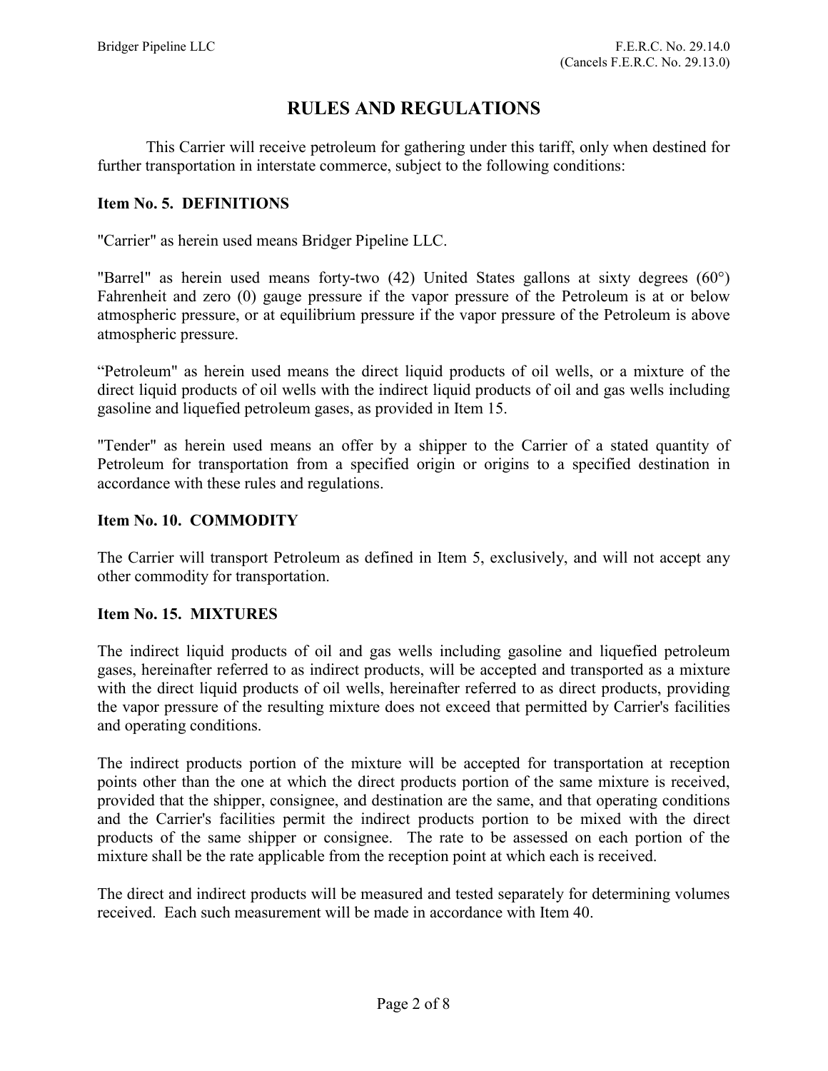# RULES AND REGULATIONS

This Carrier will receive petroleum for gathering under this tariff, only when destined for further transportation in interstate commerce, subject to the following conditions:

**Item No. 5. DEFINITIONS**

"Carrier" as herein used means Bridger Pipeline LLC.

"Barrel" as herein used means forty-two (42) United States gallons at sixty degrees (60°) Fahrenheit and zero (0) gauge pressure if the vapor pressure of the Petroleum is at or below atmospheric pressure, or at equilibrium pressure if the vapor pressure of the Petroleum is above atmospheric pressure.

"Petroleum" as herein used means the direct liquid products of oil wells, or a mixture of the direct liquid products of oil wells with the indirect liquid products of oil and gas wells including gasoline and liquefied petroleum gases, as provided in Item 15.

"Tender" as herein used means an offer by a shipper to the Carrier of a stated quantity of Petroleum for transportation from a specified origin or origins to a specified destination in accordance with these rules and regulations.

**Item No. 10. COMMODITY**

The Carrier will transport Petroleum as defined in Item 5, exclusively, and will not accept any other commodity for transportation.

**Item No. 15. MIXTURES**

The indirect liquid products of oil and gas wells including gasoline and liquefied petroleum gases, hereinafter referred to as indirect products, will be accepted and transported as a mixture with the direct liquid products of oil wells, hereinafter referred to as direct products, providing the vapor pressure of the resulting mixture does not exceed that permitted by Carrier's facilities and operating conditions.

The indirect products portion of the mixture will be accepted for transportation at reception points other than the one at which the direct products portion of the same mixture is received, provided that the shipper, consignee, and destination are the same, and that operating conditions and the Carrier's facilities permit the indirect products portion to be mixed with the direct products of the same shipper or consignee. The rate to be assessed on each portion of the mixture shall be the rate applicable from the reception point at which each is received.

The direct and indirect products will be measured and tested separately for determining volumes received. Each such measurement will be made in accordance with Item 40.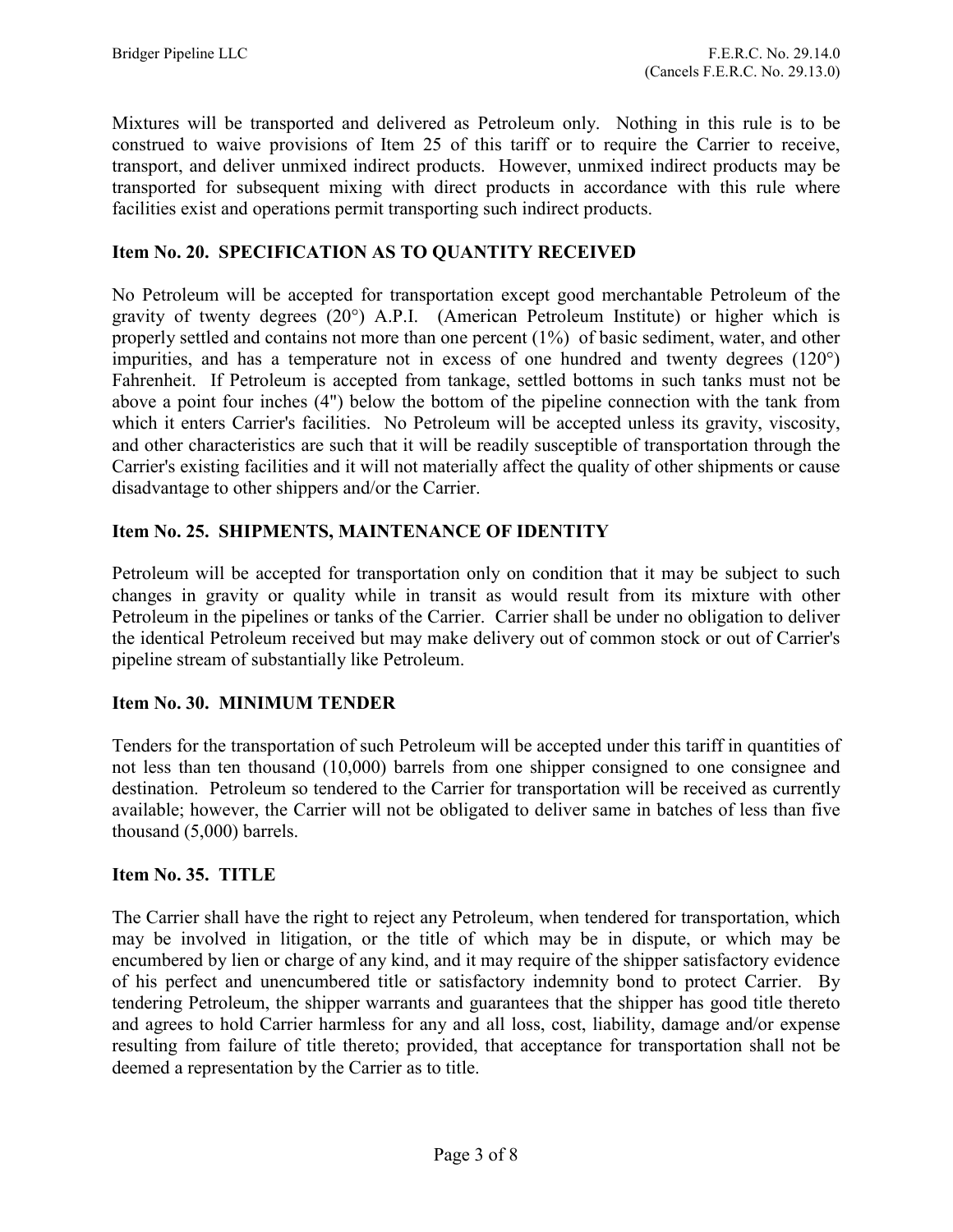Mixtures will be transported and delivered as Petroleum only. Nothing in this rule is to be construed to waive provisions of Item 25 of this tariff or to require the Carrier to receive, transport, and deliver unmixed indirect products. However, unmixed indirect products may be transported for subsequent mixing with direct products in accordance with this rule where facilities exist and operations permit transporting such indirect products.

### Item No. 20. SPECIFICATION AS TO QUANTITY RECEIVED

No Petroleum will be accepted for transportation except good merchantable Petroleum of the gravity of twenty degrees (20°) A.P.I. (American Petroleum Institute) or higher which is properly settled and contains not more than one percent (1%) of basic sediment, water, and other impurities, and has a temperature not in excess of one hundred and twenty degrees (120°) Fahrenheit. If Petroleum is accepted from tankage, settled bottoms in such tanks must not be above a point four inches (4") below the bottom of the pipeline connection with the tank from which it enters Carrier's facilities. No Petroleum will be accepted unless its gravity, viscosity, and other characteristics are such that it will be readily susceptible of transportation through the Carrier's existing facilities and it will not materially affect the quality of other shipments or cause disadvantage to other shippers and/or the Carrier.

### Item No. 25. SHIPMENTS, MAINTENANCE OF IDENTITY

Petroleum will be accepted for transportation only on condition that it may be subject to such changes in gravity or quality while in transit as would result from its mixture with other Petroleum in the pipelines or tanks of the Carrier. Carrier shall be under no obligation to deliver the identical Petroleum received but may make delivery out of common stock or out of Carrier's pipeline stream of substantially like Petroleum.

### Item No. 30. MINIMUM TENDER

Tenders for the transportation of such Petroleum will be accepted under this tariff in quantities of not less than ten thousand (10,000) barrels from one shipper consigned to one consignee and destination. Petroleum so tendered to the Carrier for transportation will be received as currently available; however, the Carrier will not be obligated to deliver same in batches of less than five thousand (5,000) barrels.

### Item No. 35. TITLE

The Carrier shall have the right to reject any Petroleum, when tendered for transportation, which may be involved in litigation, or the title of which may be in dispute, or which may be encumbered by lien or charge of any kind, and it may require of the shipper satisfactory evidence of his perfect and unencumbered title or satisfactory indemnity bond to protect Carrier. By tendering Petroleum, the shipper warrants and guarantees that the shipper has good title thereto and agrees to hold Carrier harmless for any and all loss, cost, liability, damage and/or expense resulting from failure of title thereto; provided, that acceptance for transportation shall not be deemed a representation by the Carrier as to title.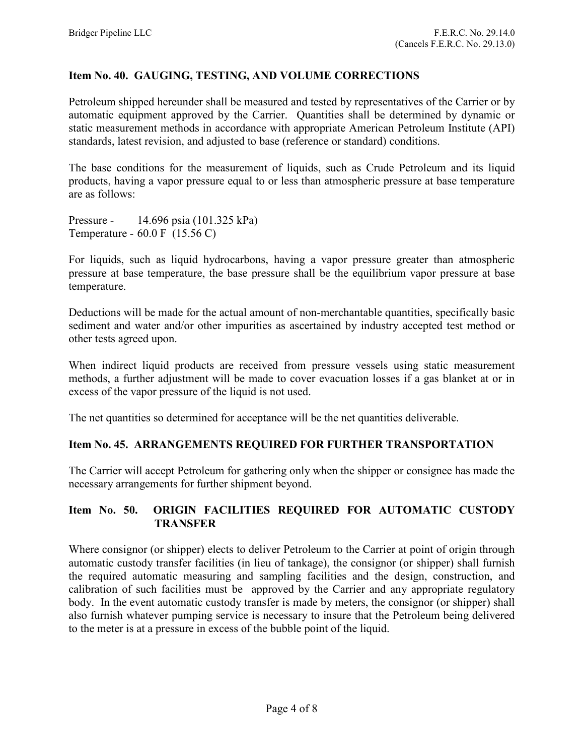## Item No. 40. GAUGING, TESTING, AND VOLUME CORRECTIONS

Petroleum shipped hereunder shall be measured and tested by representatives of the Carrier or by automatic equipment approved by the Carrier. Quantities shall be determined by dynamic or static measurement methods in accordance with appropriate American Petroleum Institute (API) standards, latest revision, and adjusted to base (reference or standard) conditions.

The base conditions for the measurement of liquids, such as Crude Petroleum and its liquid products, having a vapor pressure equal to or less than atmospheric pressure at base temperature are as follows:

Pressure - 14.696 psia (101.325 kPa)
Temperature - 60.0 F (15.56 C)

For liquids, such as liquid hydrocarbons, having a vapor pressure greater than atmospheric pressure at base temperature, the base pressure shall be the equilibrium vapor pressure at base temperature.

Deductions will be made for the actual amount of non-merchantable quantities, specifically basic sediment and water and/or other impurities as ascertained by industry accepted test method or other tests agreed upon.

When indirect liquid products are received from pressure vessels using static measurement methods, a further adjustment will be made to cover evacuation losses if a gas blanket at or in excess of the vapor pressure of the liquid is not used.

The net quantities so determined for acceptance will be the net quantities deliverable.

## Item No. 45. ARRANGEMENTS REQUIRED FOR FURTHER TRANSPORTATION

The Carrier will accept Petroleum for gathering only when the shipper or consignee has made the necessary arrangements for further shipment beyond.

## Item No. 50. ORIGIN FACILITIES REQUIRED FOR AUTOMATIC CUSTODY TRANSFER

Where consignor (or shipper) elects to deliver Petroleum to the Carrier at point of origin through automatic custody transfer facilities (in lieu of tankage), the consignor (or shipper) shall furnish the required automatic measuring and sampling facilities and the design, construction, and calibration of such facilities must be approved by the Carrier and any appropriate regulatory body. In the event automatic custody transfer is made by meters, the consignor (or shipper) shall also furnish whatever pumping service is necessary to insure that the Petroleum being delivered to the meter is at a pressure in excess of the bubble point of the liquid.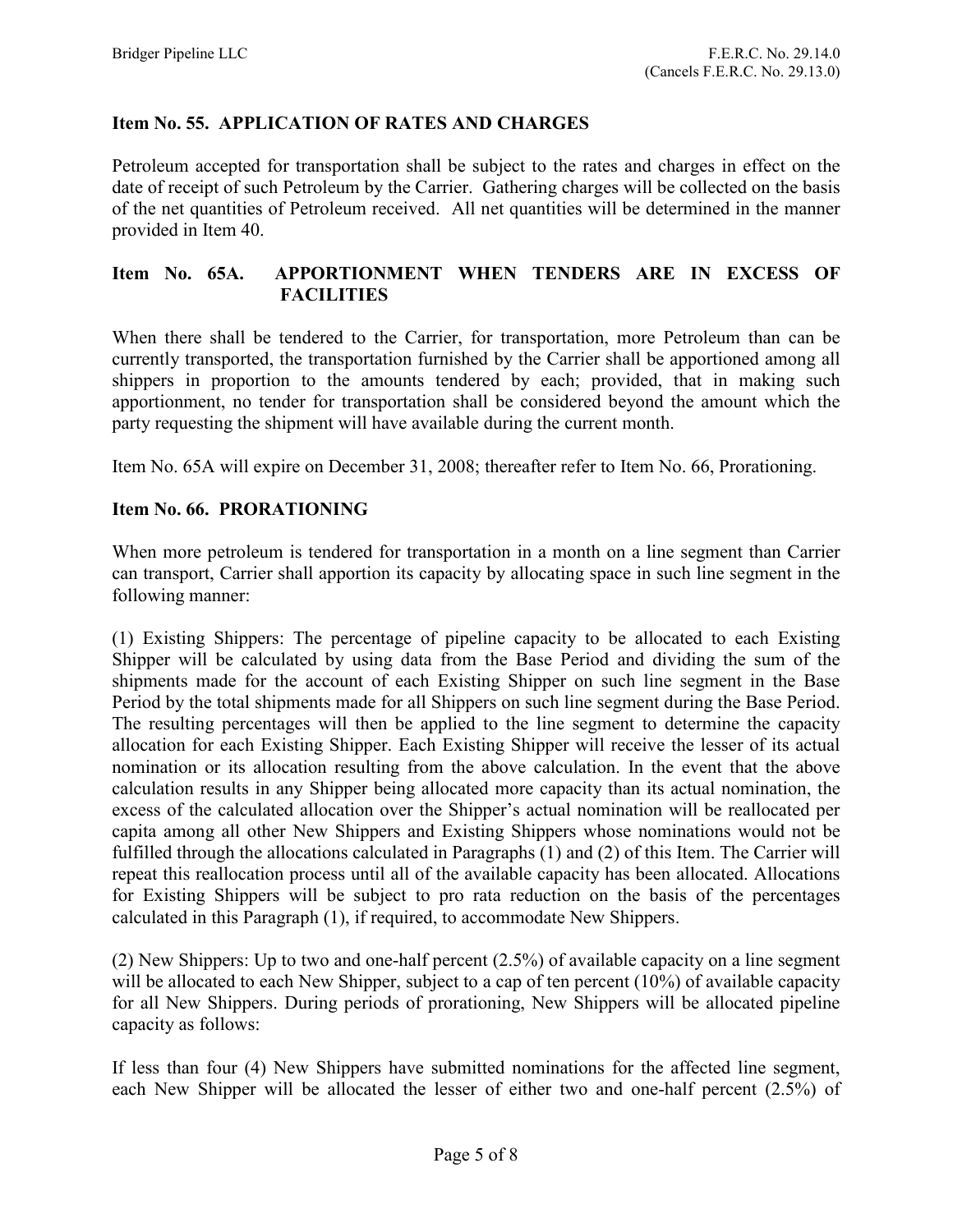### Item No. 55. APPLICATION OF RATES AND CHARGES

Petroleum accepted for transportation shall be subject to the rates and charges in effect on the date of receipt of such Petroleum by the Carrier. Gathering charges will be collected on the basis of the net quantities of Petroleum received. All net quantities will be determined in the manner provided in Item 40.

### Item No. 65A. APPORTIONMENT WHEN TENDERS ARE IN EXCESS OF FACILITIES

When there shall be tendered to the Carrier, for transportation, more Petroleum than can be currently transported, the transportation furnished by the Carrier shall be apportioned among all shippers in proportion to the amounts tendered by each; provided, that in making such apportionment, no tender for transportation shall be considered beyond the amount which the party requesting the shipment will have available during the current month.

Item No. 65A will expire on December 31, 2008; thereafter refer to Item No. 66, Prorationing.

### Item No. 66. PRORATIONING

When more petroleum is tendered for transportation in a month on a line segment than Carrier can transport, Carrier shall apportion its capacity by allocating space in such line segment in the following manner:

(1) Existing Shippers: The percentage of pipeline capacity to be allocated to each Existing Shipper will be calculated by using data from the Base Period and dividing the sum of the shipments made for the account of each Existing Shipper on such line segment in the Base Period by the total shipments made for all Shippers on such line segment during the Base Period. The resulting percentages will then be applied to the line segment to determine the capacity allocation for each Existing Shipper. Each Existing Shipper will receive the lesser of its actual nomination or its allocation resulting from the above calculation. In the event that the above calculation results in any Shipper being allocated more capacity than its actual nomination, the excess of the calculated allocation over the Shipper's actual nomination will be reallocated per capita among all other New Shippers and Existing Shippers whose nominations would not be fulfilled through the allocations calculated in Paragraphs (1) and (2) of this Item. The Carrier will repeat this reallocation process until all of the available capacity has been allocated. Allocations for Existing Shippers will be subject to pro rata reduction on the basis of the percentages calculated in this Paragraph (1), if required, to accommodate New Shippers.

(2) New Shippers: Up to two and one-half percent (2.5%) of available capacity on a line segment will be allocated to each New Shipper, subject to a cap of ten percent (10%) of available capacity for all New Shippers. During periods of prorationing, New Shippers will be allocated pipeline capacity as follows:

If less than four (4) New Shippers have submitted nominations for the affected line segment, each New Shipper will be allocated the lesser of either two and one-half percent (2.5%) of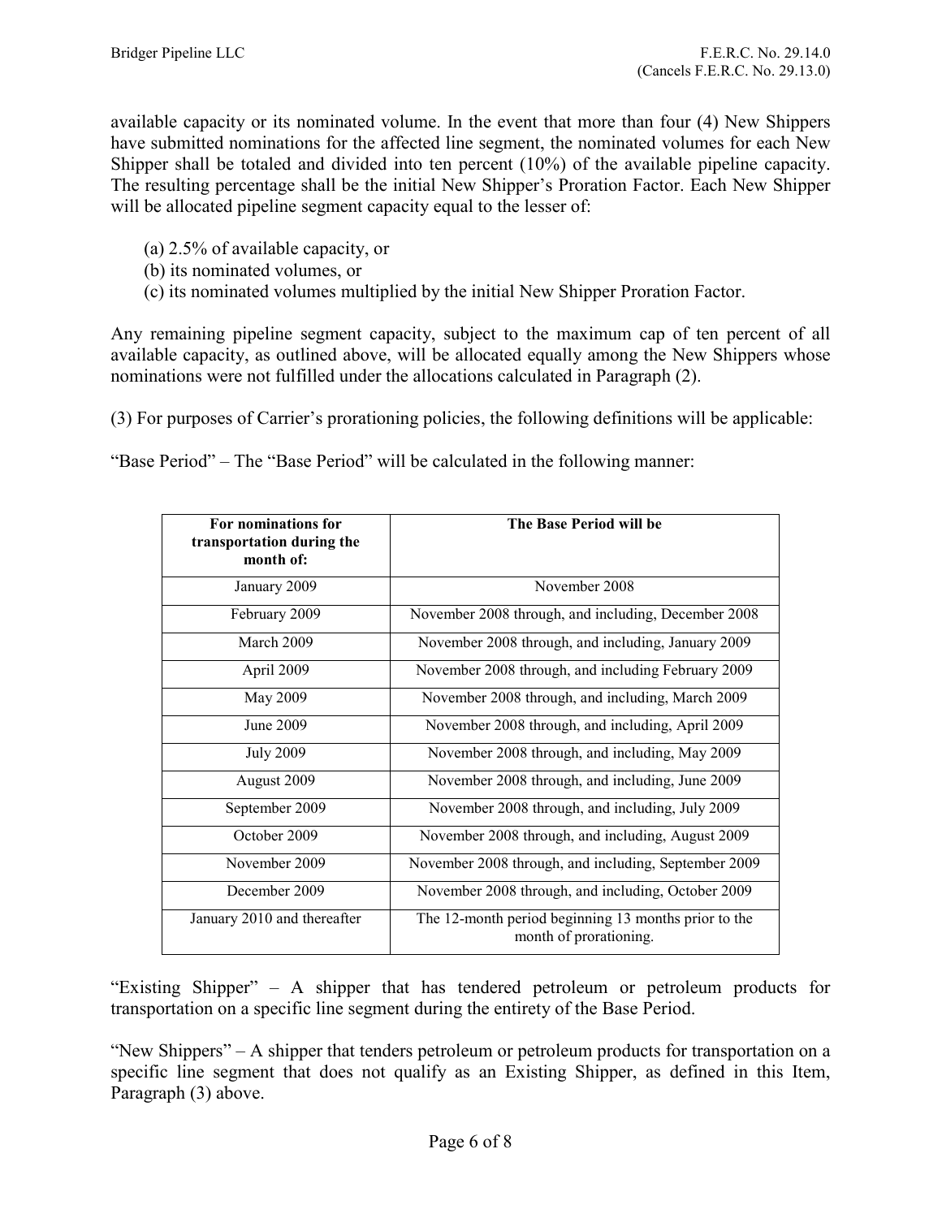available capacity or its nominated volume. In the event that more than four (4) New Shippers have submitted nominations for the affected line segment, the nominated volumes for each New Shipper shall be totaled and divided into ten percent (10%) of the available pipeline capacity. The resulting percentage shall be the initial New Shipper's Proration Factor. Each New Shipper will be allocated pipeline segment capacity equal to the lesser of:

(a) 2.5% of available capacity, or
(b) its nominated volumes, or
(c) its nominated volumes multiplied by the initial New Shipper Proration Factor.

Any remaining pipeline segment capacity, subject to the maximum cap of ten percent of all available capacity, as outlined above, will be allocated equally among the New Shippers whose nominations were not fulfilled under the allocations calculated in Paragraph (2).

(3) For purposes of Carrier's prorationing policies, the following definitions will be applicable:

"Base Period" – The "Base Period" will be calculated in the following manner:

| For nominations for transportation during the month of: | The Base Period will be |
|---|---|
| January 2009 | November 2008 |
| February 2009 | November 2008 through, and including, December 2008 |
| March 2009 | November 2008 through, and including, January 2009 |
| April 2009 | November 2008 through, and including February 2009 |
| May 2009 | November 2008 through, and including, March 2009 |
| June 2009 | November 2008 through, and including, April 2009 |
| July 2009 | November 2008 through, and including, May 2009 |
| August 2009 | November 2008 through, and including, June 2009 |
| September 2009 | November 2008 through, and including, July 2009 |
| October 2009 | November 2008 through, and including, August 2009 |
| November 2009 | November 2008 through, and including, September 2009 |
| December 2009 | November 2008 through, and including, October 2009 |
| January 2010 and thereafter | The 12-month period beginning 13 months prior to the month of prorationing. |

"Existing Shipper" – A shipper that has tendered petroleum or petroleum products for transportation on a specific line segment during the entirety of the Base Period.

"New Shippers" – A shipper that tenders petroleum or petroleum products for transportation on a specific line segment that does not qualify as an Existing Shipper, as defined in this Item, Paragraph (3) above.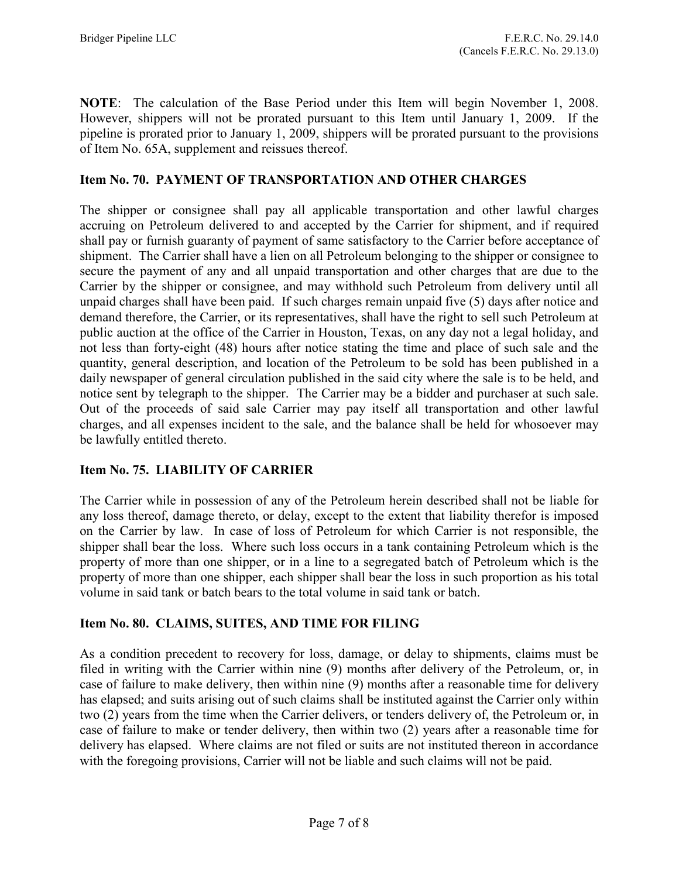**NOTE**: The calculation of the Base Period under this Item will begin November 1, 2008. However, shippers will not be prorated pursuant to this Item until January 1, 2009. If the pipeline is prorated prior to January 1, 2009, shippers will be prorated pursuant to the provisions of Item No. 65A, supplement and reissues thereof.

### Item No. 70. PAYMENT OF TRANSPORTATION AND OTHER CHARGES

The shipper or consignee shall pay all applicable transportation and other lawful charges accruing on Petroleum delivered to and accepted by the Carrier for shipment, and if required shall pay or furnish guaranty of payment of same satisfactory to the Carrier before acceptance of shipment. The Carrier shall have a lien on all Petroleum belonging to the shipper or consignee to secure the payment of any and all unpaid transportation and other charges that are due to the Carrier by the shipper or consignee, and may withhold such Petroleum from delivery until all unpaid charges shall have been paid. If such charges remain unpaid five (5) days after notice and demand therefore, the Carrier, or its representatives, shall have the right to sell such Petroleum at public auction at the office of the Carrier in Houston, Texas, on any day not a legal holiday, and not less than forty-eight (48) hours after notice stating the time and place of such sale and the quantity, general description, and location of the Petroleum to be sold has been published in a daily newspaper of general circulation published in the said city where the sale is to be held, and notice sent by telegraph to the shipper. The Carrier may be a bidder and purchaser at such sale. Out of the proceeds of said sale Carrier may pay itself all transportation and other lawful charges, and all expenses incident to the sale, and the balance shall be held for whosoever may be lawfully entitled thereto.

### Item No. 75. LIABILITY OF CARRIER

The Carrier while in possession of any of the Petroleum herein described shall not be liable for any loss thereof, damage thereto, or delay, except to the extent that liability therefor is imposed on the Carrier by law. In case of loss of Petroleum for which Carrier is not responsible, the shipper shall bear the loss. Where such loss occurs in a tank containing Petroleum which is the property of more than one shipper, or in a line to a segregated batch of Petroleum which is the property of more than one shipper, each shipper shall bear the loss in such proportion as his total volume in said tank or batch bears to the total volume in said tank or batch.

### Item No. 80. CLAIMS, SUITES, AND TIME FOR FILING

As a condition precedent to recovery for loss, damage, or delay to shipments, claims must be filed in writing with the Carrier within nine (9) months after delivery of the Petroleum, or, in case of failure to make delivery, then within nine (9) months after a reasonable time for delivery has elapsed; and suits arising out of such claims shall be instituted against the Carrier only within two (2) years from the time when the Carrier delivers, or tenders delivery of, the Petroleum or, in case of failure to make or tender delivery, then within two (2) years after a reasonable time for delivery has elapsed. Where claims are not filed or suits are not instituted thereon in accordance with the foregoing provisions, Carrier will not be liable and such claims will not be paid.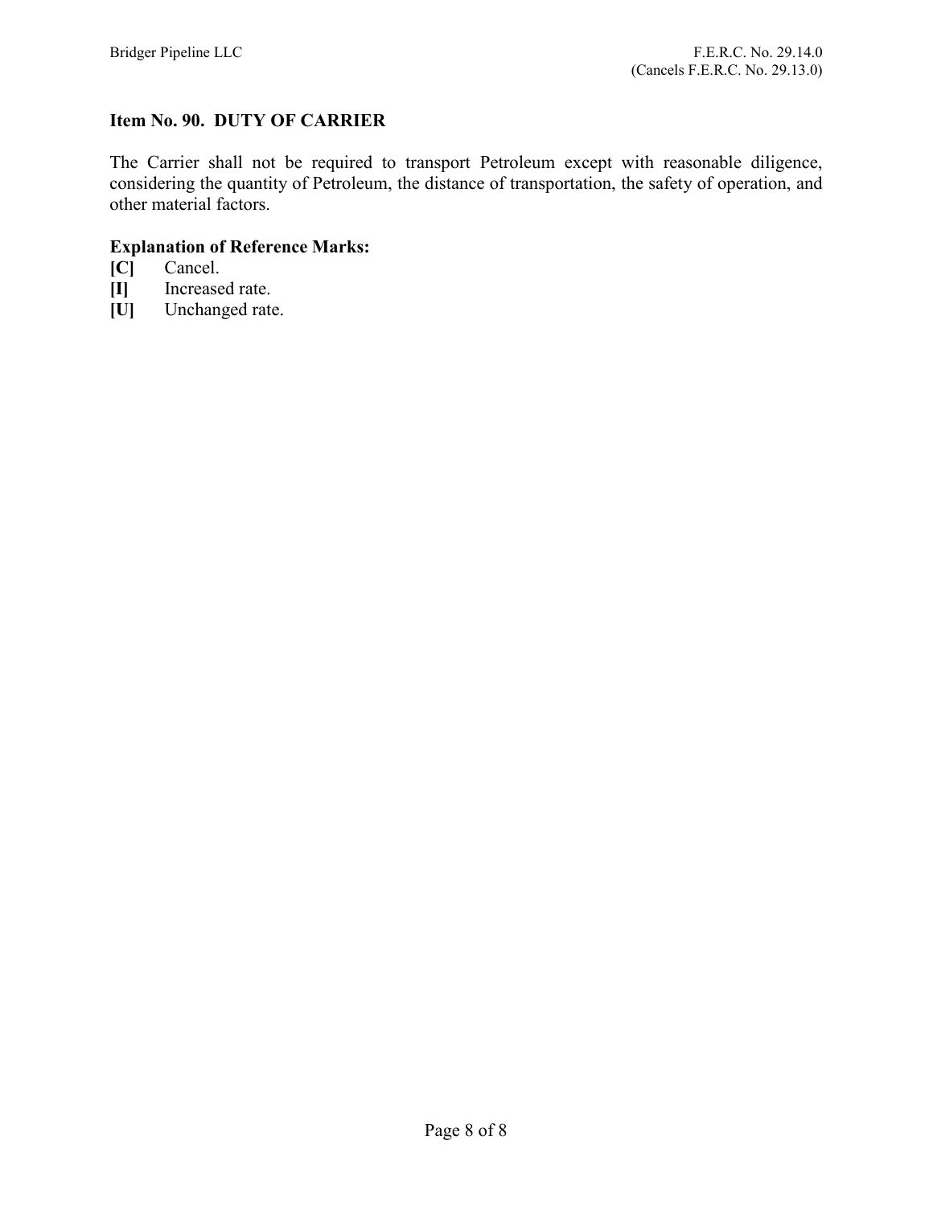## Item No. 90. DUTY OF CARRIER

The Carrier shall not be required to transport Petroleum except with reasonable diligence, considering the quantity of Petroleum, the distance of transportation, the safety of operation, and other material factors.

**Explanation of Reference Marks:**

**[C]** Cancel.
**[I]** Increased rate.
**[U]** Unchanged rate.